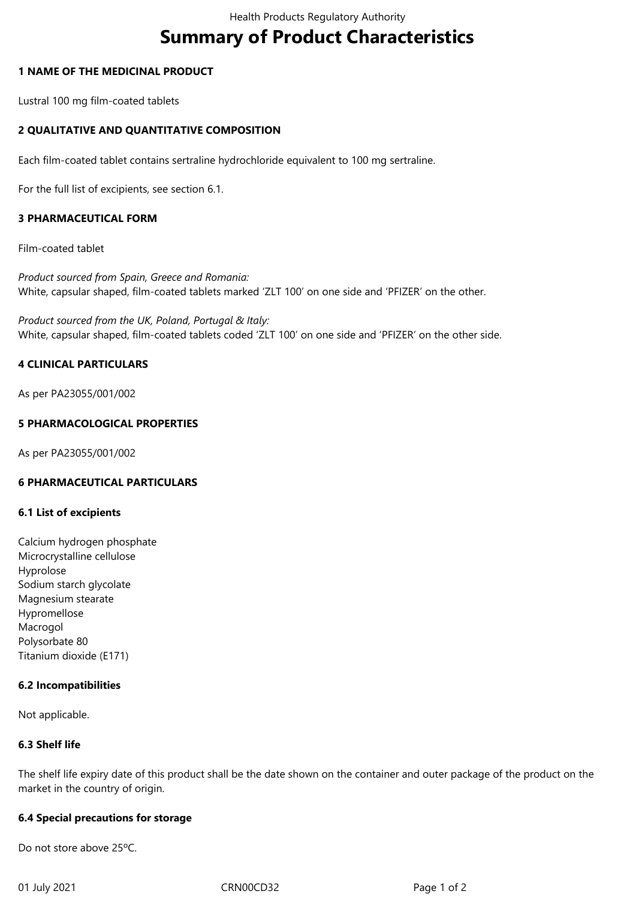# Summary of Product Characteristics

## 1 NAME OF THE MEDICINAL PRODUCT

Lustral 100 mg film-coated tablets

## 2 QUALITATIVE AND QUANTITATIVE COMPOSITION

Each film-coated tablet contains sertraline hydrochloride equivalent to 100 mg sertraline.

For the full list of excipients, see section 6.1.

## 3 PHARMACEUTICAL FORM

Film-coated tablet

*Product sourced from Spain, Greece and Romania:*
White, capsular shaped, film-coated tablets marked 'ZLT 100' on one side and 'PFIZER' on the other.

*Product sourced from the UK, Poland, Portugal & Italy:*
White, capsular shaped, film-coated tablets coded 'ZLT 100' on one side and 'PFIZER' on the other side.

## 4 CLINICAL PARTICULARS

As per PA23055/001/002

## 5 PHARMACOLOGICAL PROPERTIES

As per PA23055/001/002

## 6 PHARMACEUTICAL PARTICULARS

### 6.1 List of excipients

Calcium hydrogen phosphate
Microcrystalline cellulose
Hyprolose
Sodium starch glycolate
Magnesium stearate
Hypromellose
Macrogol
Polysorbate 80
Titanium dioxide (E171)

### 6.2 Incompatibilities

Not applicable.

### 6.3 Shelf life

The shelf life expiry date of this product shall be the date shown on the container and outer package of the product on the market in the country of origin.

### 6.4 Special precautions for storage

Do not store above 25ºC.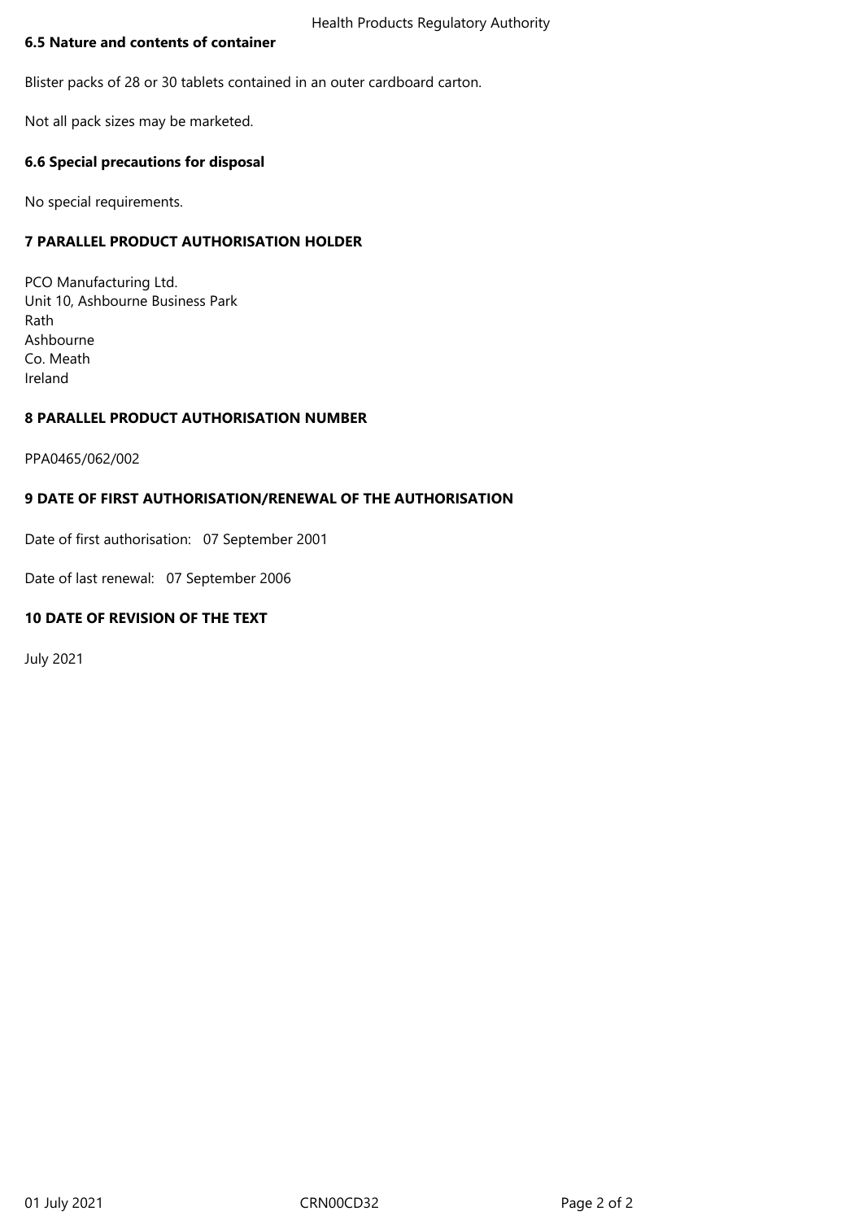### 6.5 Nature and contents of container

Blister packs of 28 or 30 tablets contained in an outer cardboard carton.

Not all pack sizes may be marketed.

### 6.6 Special precautions for disposal

No special requirements.

## 7 PARALLEL PRODUCT AUTHORISATION HOLDER

PCO Manufacturing Ltd.
Unit 10, Ashbourne Business Park
Rath
Ashbourne
Co. Meath
Ireland

## 8 PARALLEL PRODUCT AUTHORISATION NUMBER

PPA0465/062/002

## 9 DATE OF FIRST AUTHORISATION/RENEWAL OF THE AUTHORISATION

Date of first authorisation: 07 September 2001

Date of last renewal: 07 September 2006

## 10 DATE OF REVISION OF THE TEXT

July 2021